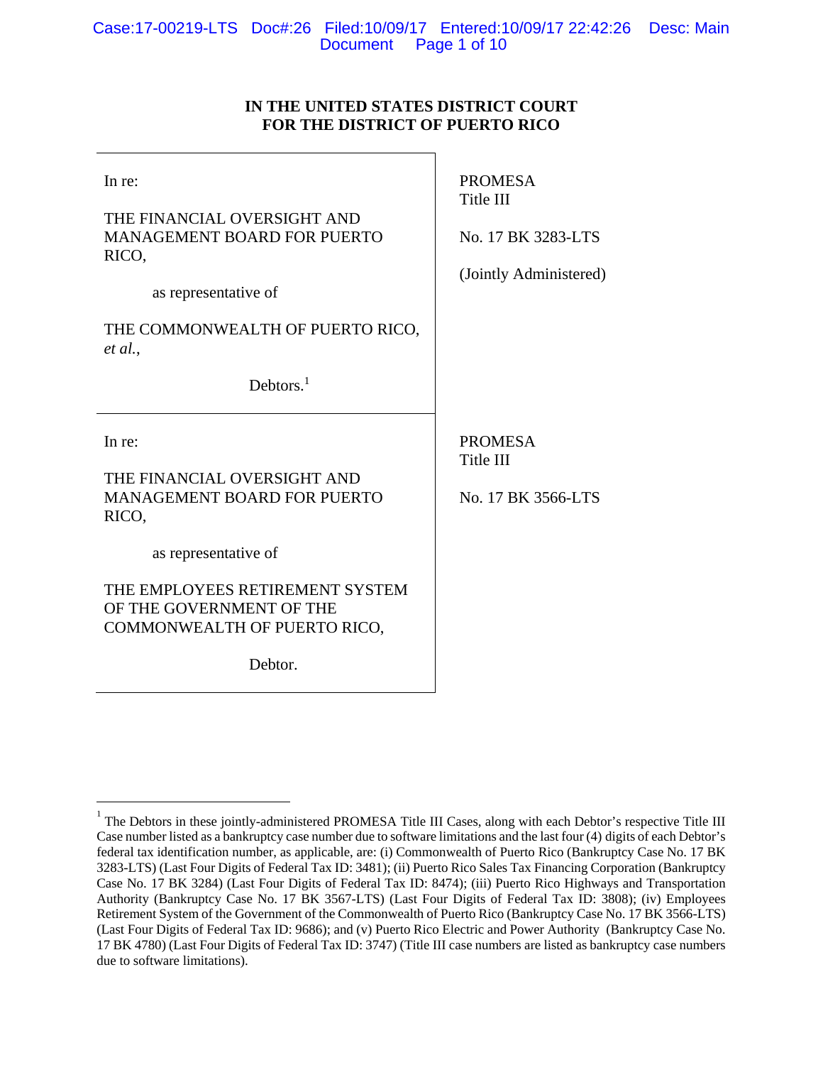**IN THE UNITED STATES DISTRICT COURT**
**FOR THE DISTRICT OF PUERTO RICO**

| | |
|---|---|
| In re:<br><br>THE FINANCIAL OVERSIGHT AND MANAGEMENT BOARD FOR PUERTO RICO,<br><br>as representative of<br><br>THE COMMONWEALTH OF PUERTO RICO, *et al.*,<br><br>Debtors.[1] | PROMESA<br>Title III<br><br>No. 17 BK 3283-LTS<br><br>(Jointly Administered) |
| In re:<br><br>THE FINANCIAL OVERSIGHT AND MANAGEMENT BOARD FOR PUERTO RICO,<br><br>as representative of<br><br>THE EMPLOYEES RETIREMENT SYSTEM OF THE GOVERNMENT OF THE COMMONWEALTH OF PUERTO RICO,<br><br>Debtor. | PROMESA<br>Title III<br><br>No. 17 BK 3566-LTS |

[1] The Debtors in these jointly-administered PROMESA Title III Cases, along with each Debtor's respective Title III Case number listed as a bankruptcy case number due to software limitations and the last four (4) digits of each Debtor's federal tax identification number, as applicable, are: (i) Commonwealth of Puerto Rico (Bankruptcy Case No. 17 BK 3283-LTS) (Last Four Digits of Federal Tax ID: 3481); (ii) Puerto Rico Sales Tax Financing Corporation (Bankruptcy Case No. 17 BK 3284) (Last Four Digits of Federal Tax ID: 8474); (iii) Puerto Rico Highways and Transportation Authority (Bankruptcy Case No. 17 BK 3567-LTS) (Last Four Digits of Federal Tax ID: 3808); (iv) Employees Retirement System of the Government of the Commonwealth of Puerto Rico (Bankruptcy Case No. 17 BK 3566-LTS) (Last Four Digits of Federal Tax ID: 9686); and (v) Puerto Rico Electric and Power Authority (Bankruptcy Case No. 17 BK 4780) (Last Four Digits of Federal Tax ID: 3747) (Title III case numbers are listed as bankruptcy case numbers due to software limitations).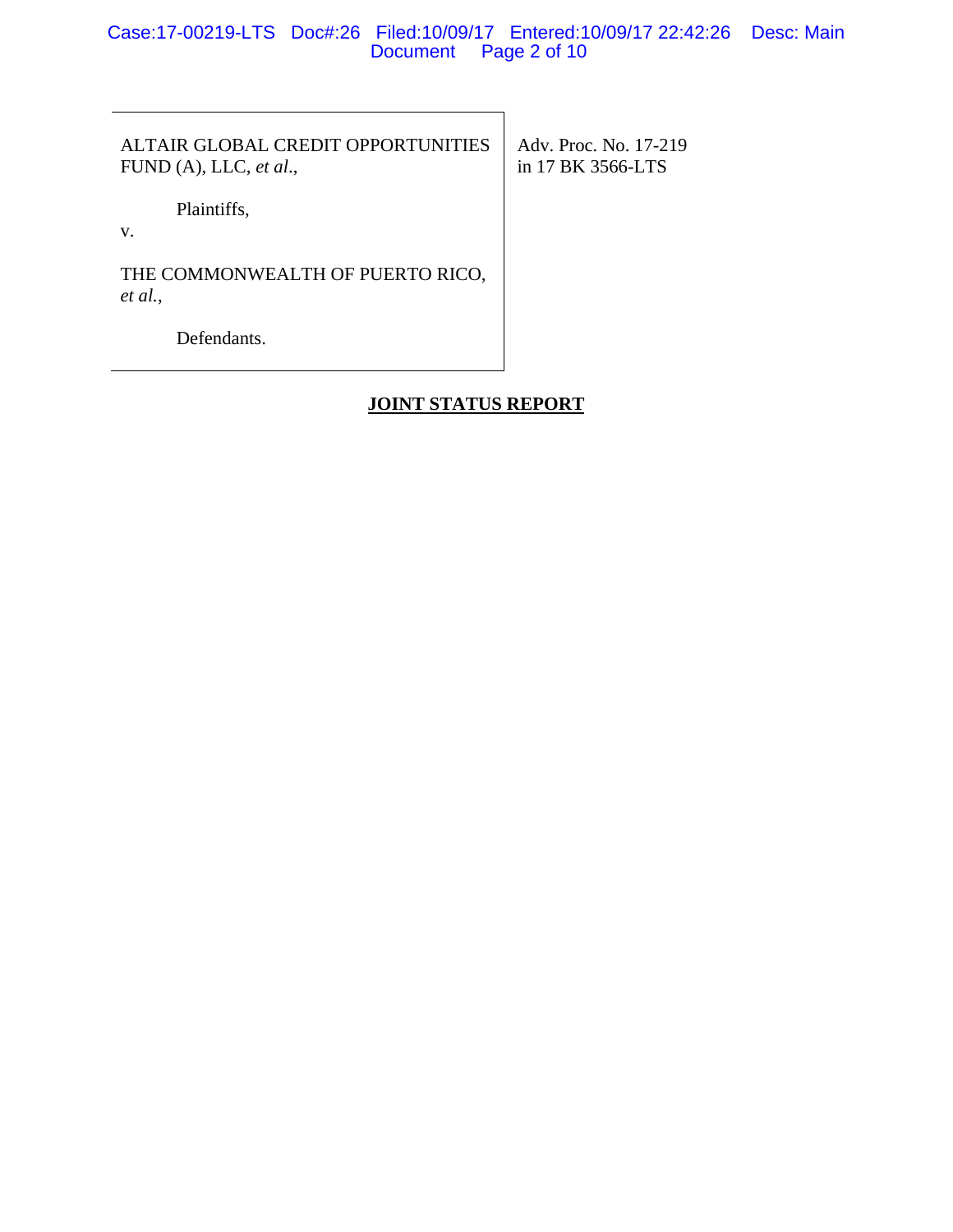| ALTAIR GLOBAL CREDIT OPPORTUNITIES FUND (A), LLC, *et al.*,<br><br>Plaintiffs,<br><br>v.<br><br>THE COMMONWEALTH OF PUERTO RICO, *et al.*,<br><br>Defendants. | Adv. Proc. No. 17-219<br>in 17 BK 3566-LTS |
|---|---|

**JOINT STATUS REPORT**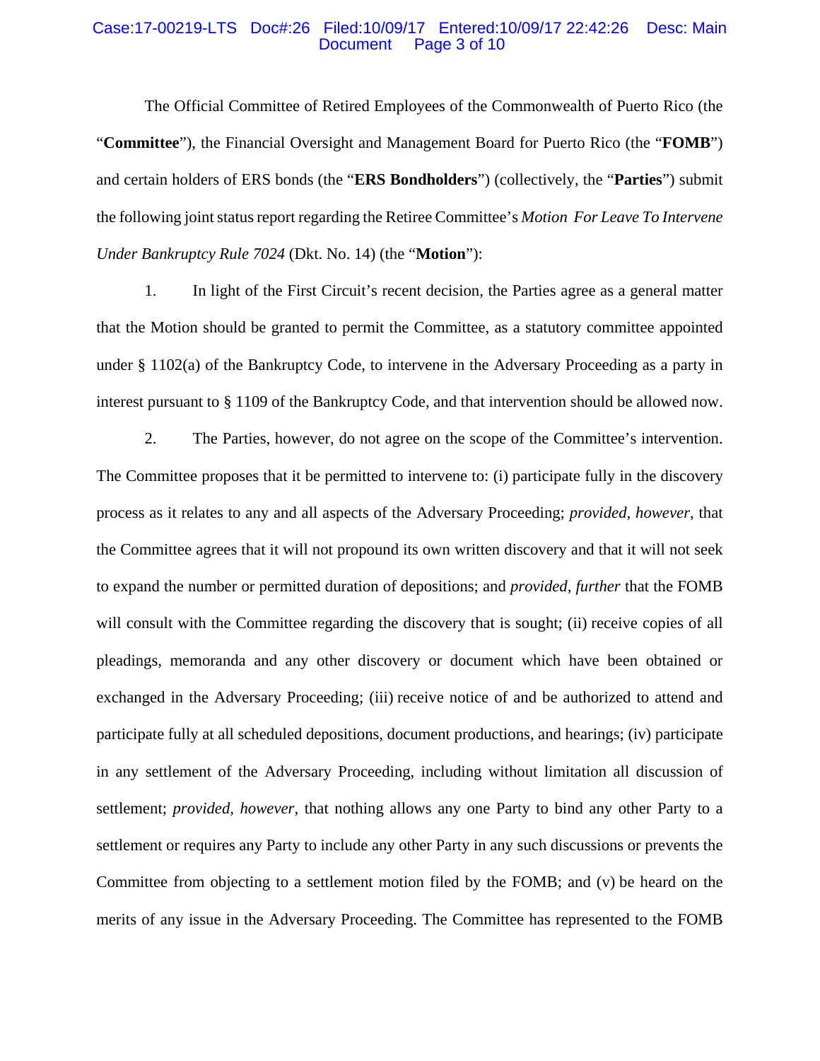The Official Committee of Retired Employees of the Commonwealth of Puerto Rico (the "**Committee**"), the Financial Oversight and Management Board for Puerto Rico (the "**FOMB**") and certain holders of ERS bonds (the "**ERS Bondholders**") (collectively, the "**Parties**") submit the following joint status report regarding the Retiree Committee's *Motion For Leave To Intervene Under Bankruptcy Rule 7024* (Dkt. No. 14) (the "**Motion**"):

1. In light of the First Circuit's recent decision, the Parties agree as a general matter that the Motion should be granted to permit the Committee, as a statutory committee appointed under § 1102(a) of the Bankruptcy Code, to intervene in the Adversary Proceeding as a party in interest pursuant to § 1109 of the Bankruptcy Code, and that intervention should be allowed now.

2. The Parties, however, do not agree on the scope of the Committee's intervention. The Committee proposes that it be permitted to intervene to: (i) participate fully in the discovery process as it relates to any and all aspects of the Adversary Proceeding; *provided, however*, that the Committee agrees that it will not propound its own written discovery and that it will not seek to expand the number or permitted duration of depositions; and *provided, further* that the FOMB will consult with the Committee regarding the discovery that is sought; (ii) receive copies of all pleadings, memoranda and any other discovery or document which have been obtained or exchanged in the Adversary Proceeding; (iii) receive notice of and be authorized to attend and participate fully at all scheduled depositions, document productions, and hearings; (iv) participate in any settlement of the Adversary Proceeding, including without limitation all discussion of settlement; *provided, however*, that nothing allows any one Party to bind any other Party to a settlement or requires any Party to include any other Party in any such discussions or prevents the Committee from objecting to a settlement motion filed by the FOMB; and (v) be heard on the merits of any issue in the Adversary Proceeding. The Committee has represented to the FOMB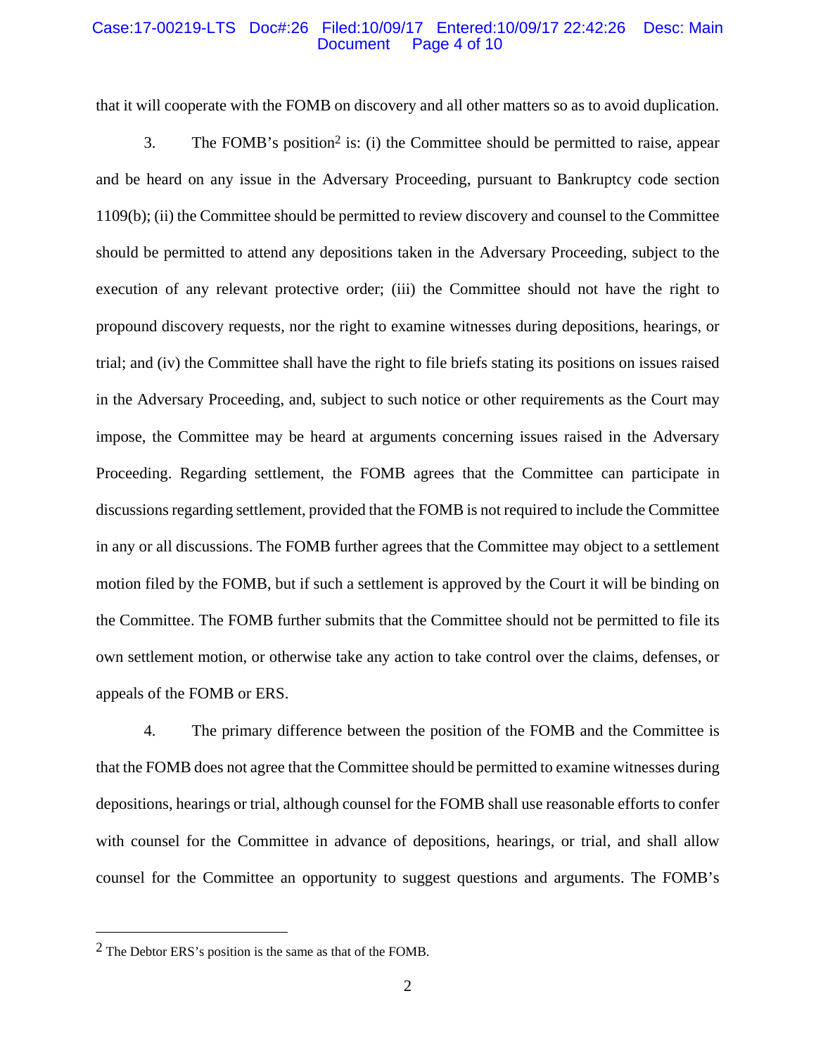that it will cooperate with the FOMB on discovery and all other matters so as to avoid duplication.

3. The FOMB's position[2] is: (i) the Committee should be permitted to raise, appear and be heard on any issue in the Adversary Proceeding, pursuant to Bankruptcy code section 1109(b); (ii) the Committee should be permitted to review discovery and counsel to the Committee should be permitted to attend any depositions taken in the Adversary Proceeding, subject to the execution of any relevant protective order; (iii) the Committee should not have the right to propound discovery requests, nor the right to examine witnesses during depositions, hearings, or trial; and (iv) the Committee shall have the right to file briefs stating its positions on issues raised in the Adversary Proceeding, and, subject to such notice or other requirements as the Court may impose, the Committee may be heard at arguments concerning issues raised in the Adversary Proceeding. Regarding settlement, the FOMB agrees that the Committee can participate in discussions regarding settlement, provided that the FOMB is not required to include the Committee in any or all discussions. The FOMB further agrees that the Committee may object to a settlement motion filed by the FOMB, but if such a settlement is approved by the Court it will be binding on the Committee. The FOMB further submits that the Committee should not be permitted to file its own settlement motion, or otherwise take any action to take control over the claims, defenses, or appeals of the FOMB or ERS.

4. The primary difference between the position of the FOMB and the Committee is that the FOMB does not agree that the Committee should be permitted to examine witnesses during depositions, hearings or trial, although counsel for the FOMB shall use reasonable efforts to confer with counsel for the Committee in advance of depositions, hearings, or trial, and shall allow counsel for the Committee an opportunity to suggest questions and arguments. The FOMB's

---

[2] The Debtor ERS's position is the same as that of the FOMB.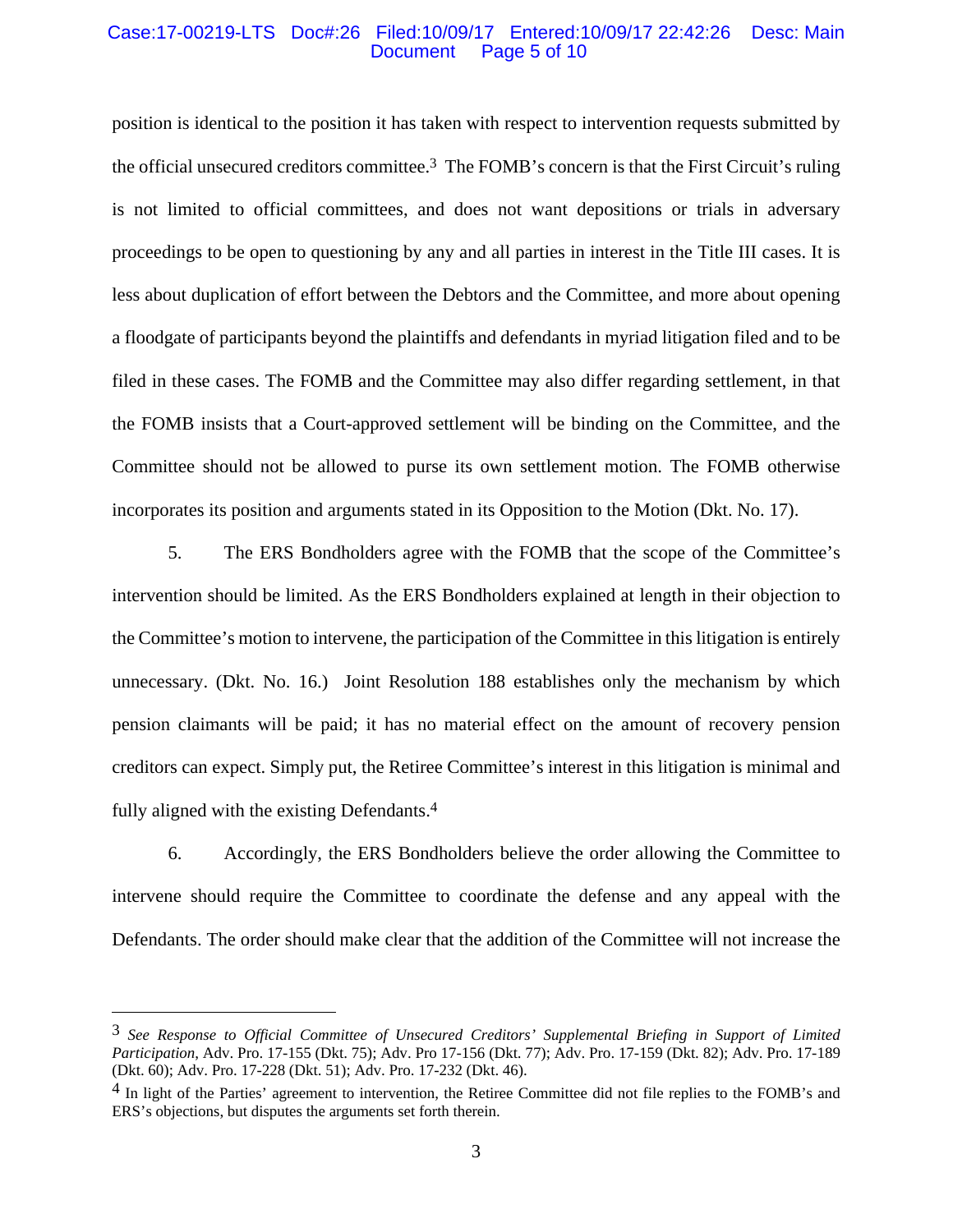position is identical to the position it has taken with respect to intervention requests submitted by the official unsecured creditors committee.[3] The FOMB's concern is that the First Circuit's ruling is not limited to official committees, and does not want depositions or trials in adversary proceedings to be open to questioning by any and all parties in interest in the Title III cases. It is less about duplication of effort between the Debtors and the Committee, and more about opening a floodgate of participants beyond the plaintiffs and defendants in myriad litigation filed and to be filed in these cases. The FOMB and the Committee may also differ regarding settlement, in that the FOMB insists that a Court-approved settlement will be binding on the Committee, and the Committee should not be allowed to purse its own settlement motion. The FOMB otherwise incorporates its position and arguments stated in its Opposition to the Motion (Dkt. No. 17).

5. The ERS Bondholders agree with the FOMB that the scope of the Committee's intervention should be limited. As the ERS Bondholders explained at length in their objection to the Committee's motion to intervene, the participation of the Committee in this litigation is entirely unnecessary. (Dkt. No. 16.) Joint Resolution 188 establishes only the mechanism by which pension claimants will be paid; it has no material effect on the amount of recovery pension creditors can expect. Simply put, the Retiree Committee's interest in this litigation is minimal and fully aligned with the existing Defendants.[4]

6. Accordingly, the ERS Bondholders believe the order allowing the Committee to intervene should require the Committee to coordinate the defense and any appeal with the Defendants. The order should make clear that the addition of the Committee will not increase the

---

[3] *See Response to Official Committee of Unsecured Creditors' Supplemental Briefing in Support of Limited Participation*, Adv. Pro. 17-155 (Dkt. 75); Adv. Pro 17-156 (Dkt. 77); Adv. Pro. 17-159 (Dkt. 82); Adv. Pro. 17-189 (Dkt. 60); Adv. Pro. 17-228 (Dkt. 51); Adv. Pro. 17-232 (Dkt. 46).

[4] In light of the Parties' agreement to intervention, the Retiree Committee did not file replies to the FOMB's and ERS's objections, but disputes the arguments set forth therein.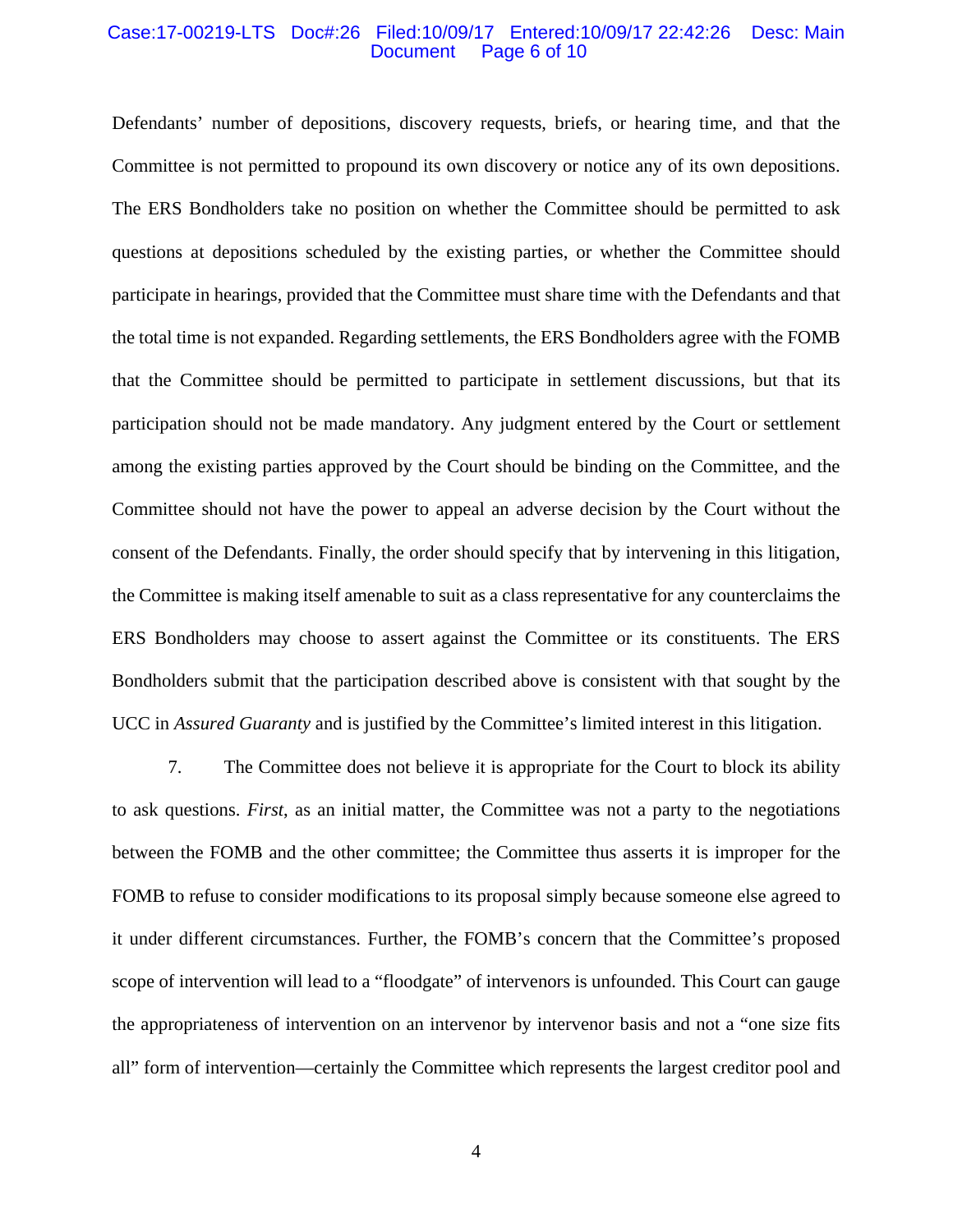Defendants' number of depositions, discovery requests, briefs, or hearing time, and that the Committee is not permitted to propound its own discovery or notice any of its own depositions. The ERS Bondholders take no position on whether the Committee should be permitted to ask questions at depositions scheduled by the existing parties, or whether the Committee should participate in hearings, provided that the Committee must share time with the Defendants and that the total time is not expanded. Regarding settlements, the ERS Bondholders agree with the FOMB that the Committee should be permitted to participate in settlement discussions, but that its participation should not be made mandatory. Any judgment entered by the Court or settlement among the existing parties approved by the Court should be binding on the Committee, and the Committee should not have the power to appeal an adverse decision by the Court without the consent of the Defendants. Finally, the order should specify that by intervening in this litigation, the Committee is making itself amenable to suit as a class representative for any counterclaims the ERS Bondholders may choose to assert against the Committee or its constituents. The ERS Bondholders submit that the participation described above is consistent with that sought by the UCC in *Assured Guaranty* and is justified by the Committee's limited interest in this litigation.

7. The Committee does not believe it is appropriate for the Court to block its ability to ask questions. *First*, as an initial matter, the Committee was not a party to the negotiations between the FOMB and the other committee; the Committee thus asserts it is improper for the FOMB to refuse to consider modifications to its proposal simply because someone else agreed to it under different circumstances. Further, the FOMB's concern that the Committee's proposed scope of intervention will lead to a "floodgate" of intervenors is unfounded. This Court can gauge the appropriateness of intervention on an intervenor by intervenor basis and not a "one size fits all" form of intervention—certainly the Committee which represents the largest creditor pool and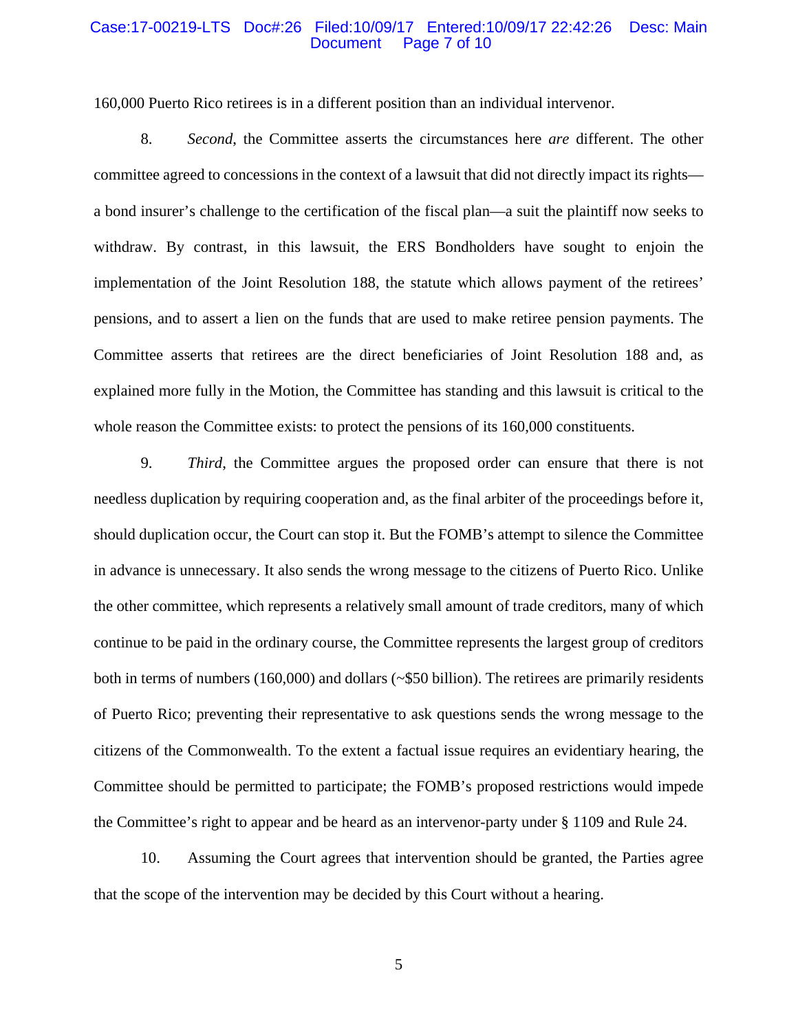160,000 Puerto Rico retirees is in a different position than an individual intervenor.

8. *Second*, the Committee asserts the circumstances here *are* different. The other committee agreed to concessions in the context of a lawsuit that did not directly impact its rights—a bond insurer's challenge to the certification of the fiscal plan—a suit the plaintiff now seeks to withdraw. By contrast, in this lawsuit, the ERS Bondholders have sought to enjoin the implementation of the Joint Resolution 188, the statute which allows payment of the retirees' pensions, and to assert a lien on the funds that are used to make retiree pension payments. The Committee asserts that retirees are the direct beneficiaries of Joint Resolution 188 and, as explained more fully in the Motion, the Committee has standing and this lawsuit is critical to the whole reason the Committee exists: to protect the pensions of its 160,000 constituents.

9. *Third*, the Committee argues the proposed order can ensure that there is not needless duplication by requiring cooperation and, as the final arbiter of the proceedings before it, should duplication occur, the Court can stop it. But the FOMB's attempt to silence the Committee in advance is unnecessary. It also sends the wrong message to the citizens of Puerto Rico. Unlike the other committee, which represents a relatively small amount of trade creditors, many of which continue to be paid in the ordinary course, the Committee represents the largest group of creditors both in terms of numbers (160,000) and dollars (~$50 billion). The retirees are primarily residents of Puerto Rico; preventing their representative to ask questions sends the wrong message to the citizens of the Commonwealth. To the extent a factual issue requires an evidentiary hearing, the Committee should be permitted to participate; the FOMB's proposed restrictions would impede the Committee's right to appear and be heard as an intervenor-party under § 1109 and Rule 24.

10. Assuming the Court agrees that intervention should be granted, the Parties agree that the scope of the intervention may be decided by this Court without a hearing.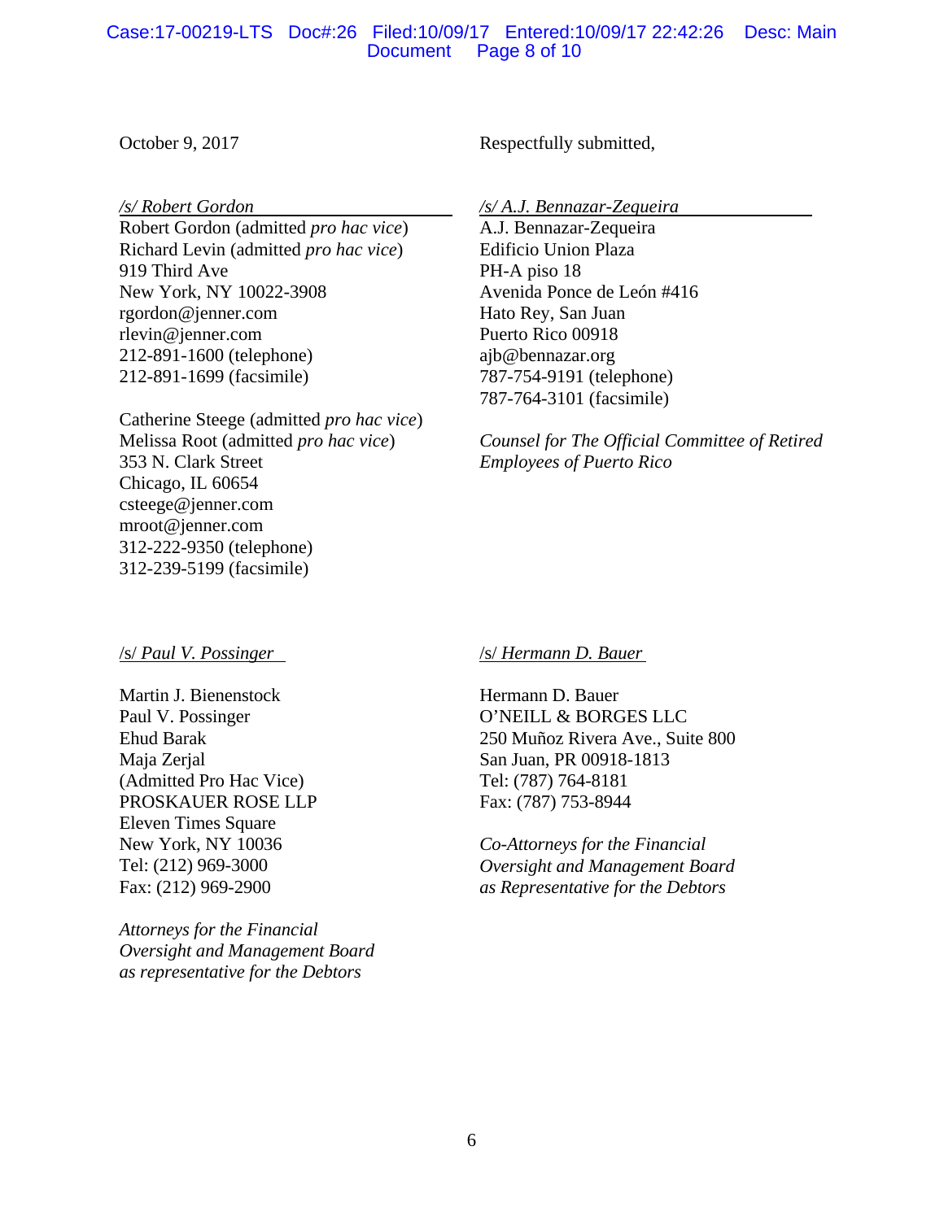October 9, 2017

Respectfully submitted,

*/s/ Robert Gordon*
Robert Gordon (admitted *pro hac vice*)
Richard Levin (admitted *pro hac vice*)
919 Third Ave
New York, NY 10022-3908
rgordon@jenner.com
rlevin@jenner.com
212-891-1600 (telephone)
212-891-1699 (facsimile)

Catherine Steege (admitted *pro hac vice*)
Melissa Root (admitted *pro hac vice*)
353 N. Clark Street
Chicago, IL 60654
csteege@jenner.com
mroot@jenner.com
312-222-9350 (telephone)
312-239-5199 (facsimile)

*/s/ A.J. Bennazar-Zequeira*
A.J. Bennazar-Zequeira
Edificio Union Plaza
PH-A piso 18
Avenida Ponce de León #416
Hato Rey, San Juan
Puerto Rico 00918
ajb@bennazar.org
787-754-9191 (telephone)
787-764-3101 (facsimile)

*Counsel for The Official Committee of Retired Employees of Puerto Rico*

/s/ *Paul V. Possinger*

Martin J. Bienenstock
Paul V. Possinger
Ehud Barak
Maja Zerjal
(Admitted Pro Hac Vice)
PROSKAUER ROSE LLP
Eleven Times Square
New York, NY 10036
Tel: (212) 969-3000
Fax: (212) 969-2900

*Attorneys for the Financial Oversight and Management Board as representative for the Debtors*

/s/ *Hermann D. Bauer*

Hermann D. Bauer
O'NEILL & BORGES LLC
250 Muñoz Rivera Ave., Suite 800
San Juan, PR 00918-1813
Tel: (787) 764-8181
Fax: (787) 753-8944

*Co-Attorneys for the Financial Oversight and Management Board as Representative for the Debtors*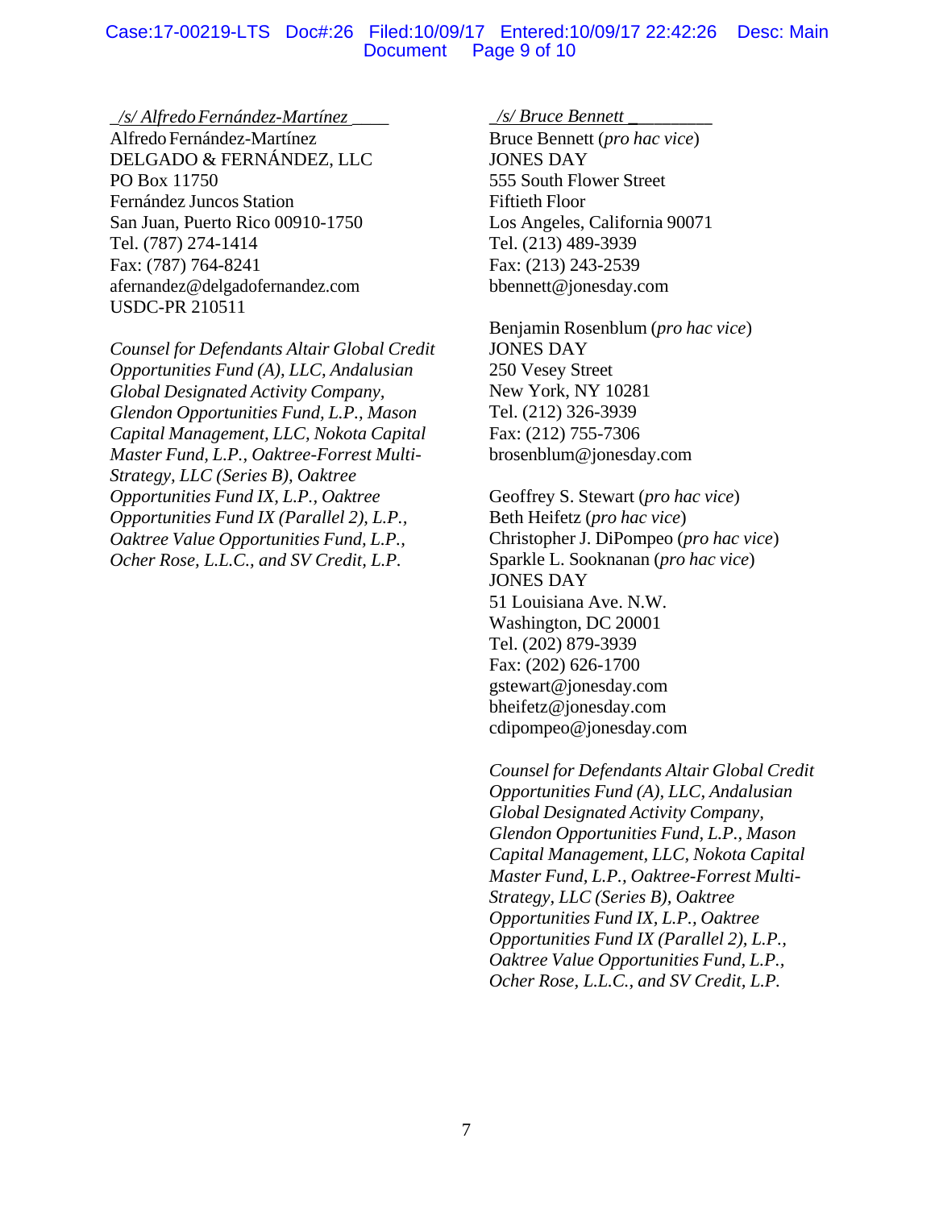_/s/ Alfredo Fernández-Martínez_____

Alfredo Fernández-Martínez
DELGADO & FERNÁNDEZ, LLC
PO Box 11750
Fernández Juncos Station
San Juan, Puerto Rico 00910-1750
Tel. (787) 274-1414
Fax: (787) 764-8241
afernandez@delgadofernandez.com
USDC-PR 210511

*Counsel for Defendants Altair Global Credit Opportunities Fund (A), LLC, Andalusian Global Designated Activity Company, Glendon Opportunities Fund, L.P., Mason Capital Management, LLC, Nokota Capital Master Fund, L.P., Oaktree-Forrest Multi-Strategy, LLC (Series B), Oaktree Opportunities Fund IX, L.P., Oaktree Opportunities Fund IX (Parallel 2), L.P., Oaktree Value Opportunities Fund, L.P., Ocher Rose, L.L.C., and SV Credit, L.P.*

_/s/ Bruce Bennett_________

Bruce Bennett (*pro hac vice*)
JONES DAY
555 South Flower Street
Fiftieth Floor
Los Angeles, California 90071
Tel. (213) 489-3939
Fax: (213) 243-2539
bbennett@jonesday.com

Benjamin Rosenblum (*pro hac vice*)
JONES DAY
250 Vesey Street
New York, NY 10281
Tel. (212) 326-3939
Fax: (212) 755-7306
brosenblum@jonesday.com

Geoffrey S. Stewart (*pro hac vice*)
Beth Heifetz (*pro hac vice*)
Christopher J. DiPompeo (*pro hac vice*)
Sparkle L. Sooknanan (*pro hac vice*)
JONES DAY
51 Louisiana Ave. N.W.
Washington, DC 20001
Tel. (202) 879-3939
Fax: (202) 626-1700
gstewart@jonesday.com
bheifetz@jonesday.com
cdipompeo@jonesday.com

*Counsel for Defendants Altair Global Credit Opportunities Fund (A), LLC, Andalusian Global Designated Activity Company, Glendon Opportunities Fund, L.P., Mason Capital Management, LLC, Nokota Capital Master Fund, L.P., Oaktree-Forrest Multi-Strategy, LLC (Series B), Oaktree Opportunities Fund IX, L.P., Oaktree Opportunities Fund IX (Parallel 2), L.P., Oaktree Value Opportunities Fund, L.P., Ocher Rose, L.L.C., and SV Credit, L.P.*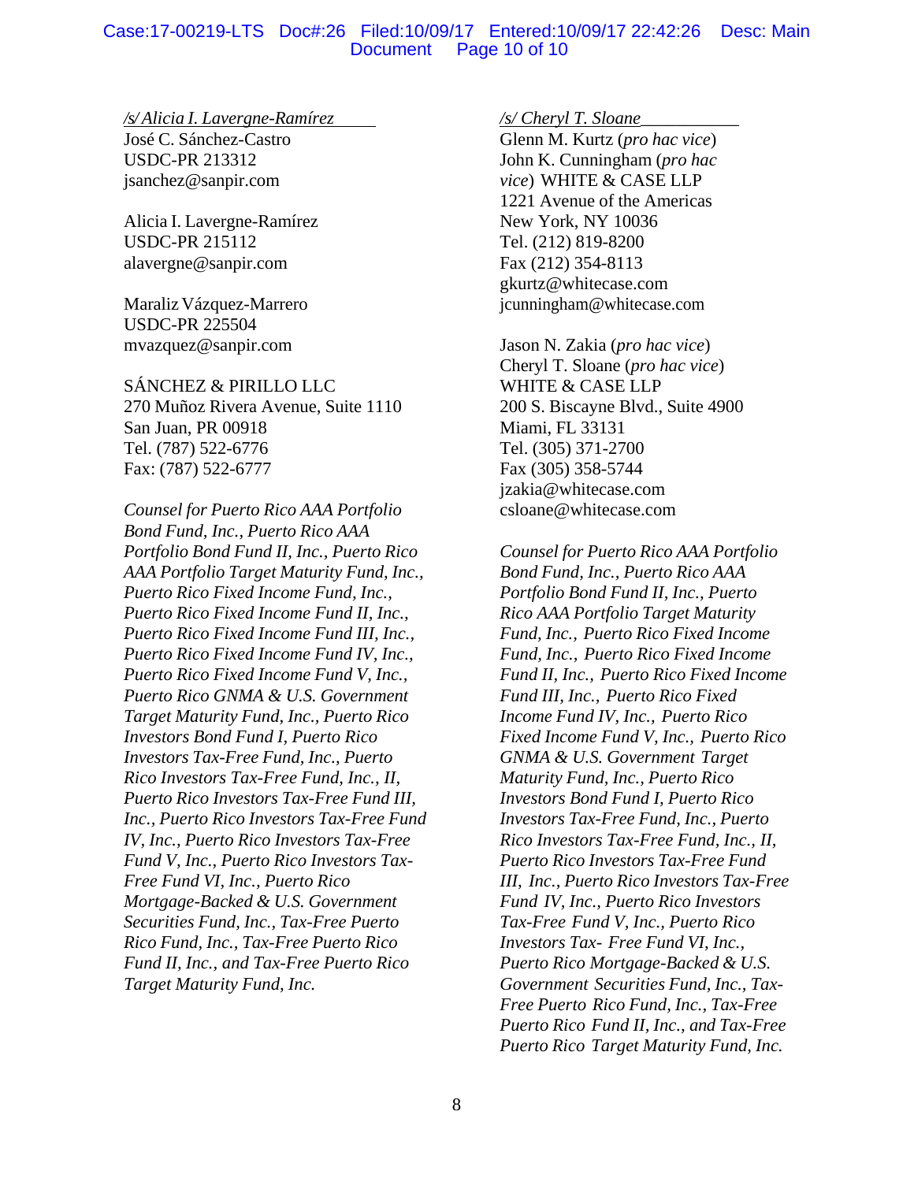*/s/ Alicia I. Lavergne-Ramírez*
José C. Sánchez-Castro
USDC-PR 213312
jsanchez@sanpir.com

Alicia I. Lavergne-Ramírez
USDC-PR 215112
alavergne@sanpir.com

Maraliz Vázquez-Marrero
USDC-PR 225504
mvazquez@sanpir.com

SÁNCHEZ & PIRILLO LLC
270 Muñoz Rivera Avenue, Suite 1110
San Juan, PR 00918
Tel. (787) 522-6776
Fax: (787) 522-6777

*Counsel for Puerto Rico AAA Portfolio Bond Fund, Inc., Puerto Rico AAA Portfolio Bond Fund II, Inc., Puerto Rico AAA Portfolio Target Maturity Fund, Inc., Puerto Rico Fixed Income Fund, Inc., Puerto Rico Fixed Income Fund II, Inc., Puerto Rico Fixed Income Fund III, Inc., Puerto Rico Fixed Income Fund IV, Inc., Puerto Rico Fixed Income Fund V, Inc., Puerto Rico GNMA & U.S. Government Target Maturity Fund, Inc., Puerto Rico Investors Bond Fund I, Puerto Rico Investors Tax-Free Fund, Inc., Puerto Rico Investors Tax-Free Fund, Inc., II, Puerto Rico Investors Tax-Free Fund III, Inc., Puerto Rico Investors Tax-Free Fund IV, Inc., Puerto Rico Investors Tax-Free Fund V, Inc., Puerto Rico Investors Tax-Free Fund VI, Inc., Puerto Rico Mortgage-Backed & U.S. Government Securities Fund, Inc., Tax-Free Puerto Rico Fund, Inc., Tax-Free Puerto Rico Fund II, Inc., and Tax-Free Puerto Rico Target Maturity Fund, Inc.*

*/s/ Cheryl T. Sloane*
Glenn M. Kurtz (*pro hac vice*)
John K. Cunningham (*pro hac vice*) WHITE & CASE LLP
1221 Avenue of the Americas
New York, NY 10036
Tel. (212) 819-8200
Fax (212) 354-8113
gkurtz@whitecase.com
jcunningham@whitecase.com

Jason N. Zakia (*pro hac vice*)
Cheryl T. Sloane (*pro hac vice*)
WHITE & CASE LLP
200 S. Biscayne Blvd., Suite 4900
Miami, FL 33131
Tel. (305) 371-2700
Fax (305) 358-5744
jzakia@whitecase.com
csloane@whitecase.com

*Counsel for Puerto Rico AAA Portfolio Bond Fund, Inc., Puerto Rico AAA Portfolio Bond Fund II, Inc., Puerto Rico AAA Portfolio Target Maturity Fund, Inc., Puerto Rico Fixed Income Fund, Inc., Puerto Rico Fixed Income Fund II, Inc., Puerto Rico Fixed Income Fund III, Inc., Puerto Rico Fixed Income Fund IV, Inc., Puerto Rico Fixed Income Fund V, Inc., Puerto Rico GNMA & U.S. Government Target Maturity Fund, Inc., Puerto Rico Investors Bond Fund I, Puerto Rico Investors Tax-Free Fund, Inc., Puerto Rico Investors Tax-Free Fund, Inc., II, Puerto Rico Investors Tax-Free Fund III, Inc., Puerto Rico Investors Tax-Free Fund IV, Inc., Puerto Rico Investors Tax-Free Fund V, Inc., Puerto Rico Investors Tax- Free Fund VI, Inc., Puerto Rico Mortgage-Backed & U.S. Government Securities Fund, Inc., Tax-Free Puerto Rico Fund, Inc., Tax-Free Puerto Rico Fund II, Inc., and Tax-Free Puerto Rico Target Maturity Fund, Inc.*